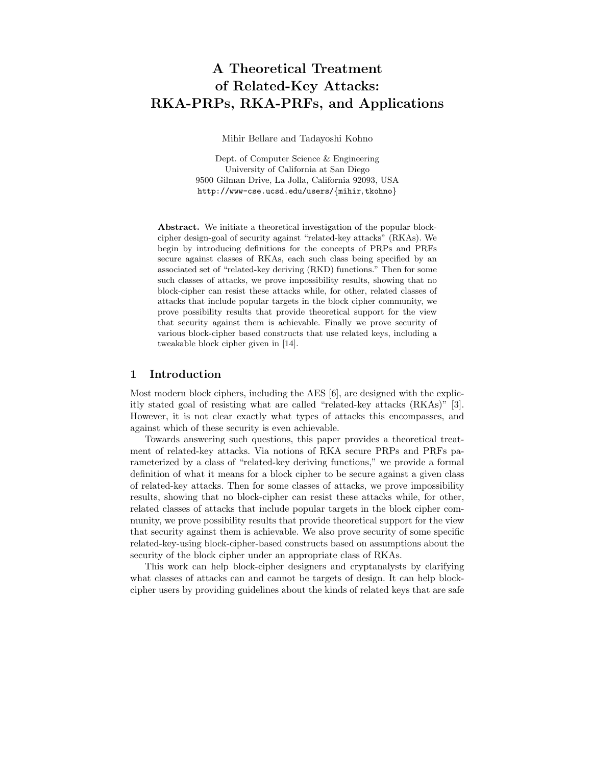# A Theoretical Treatment of Related-Key Attacks: RKA-PRPs, RKA-PRFs, and Applications

Mihir Bellare and Tadayoshi Kohno

Dept. of Computer Science & Engineering
University of California at San Diego
9500 Gilman Drive, La Jolla, California 92093, USA
http://www-cse.ucsd.edu/users/{mihir,tkohno}

**Abstract.** We initiate a theoretical investigation of the popular block-cipher design-goal of security against "related-key attacks" (RKAs). We begin by introducing definitions for the concepts of PRPs and PRFs secure against classes of RKAs, each such class being specified by an associated set of "related-key deriving (RKD) functions." Then for some such classes of attacks, we prove impossibility results, showing that no block-cipher can resist these attacks while, for other, related classes of attacks that include popular targets in the block cipher community, we prove possibility results that provide theoretical support for the view that security against them is achievable. Finally we prove security of various block-cipher based constructs that use related keys, including a tweakable block cipher given in [14].

## 1 Introduction

Most modern block ciphers, including the AES [6], are designed with the explicitly stated goal of resisting what are called "related-key attacks (RKAs)" [3]. However, it is not clear exactly what types of attacks this encompasses, and against which of these security is even achievable.

Towards answering such questions, this paper provides a theoretical treatment of related-key attacks. Via notions of RKA secure PRPs and PRFs parameterized by a class of "related-key deriving functions," we provide a formal definition of what it means for a block cipher to be secure against a given class of related-key attacks. Then for some classes of attacks, we prove impossibility results, showing that no block-cipher can resist these attacks while, for other, related classes of attacks that include popular targets in the block cipher community, we prove possibility results that provide theoretical support for the view that security against them is achievable. We also prove security of some specific related-key-using block-cipher-based constructs based on assumptions about the security of the block cipher under an appropriate class of RKAs.

This work can help block-cipher designers and cryptanalysts by clarifying what classes of attacks can and cannot be targets of design. It can help block-cipher users by providing guidelines about the kinds of related keys that are safe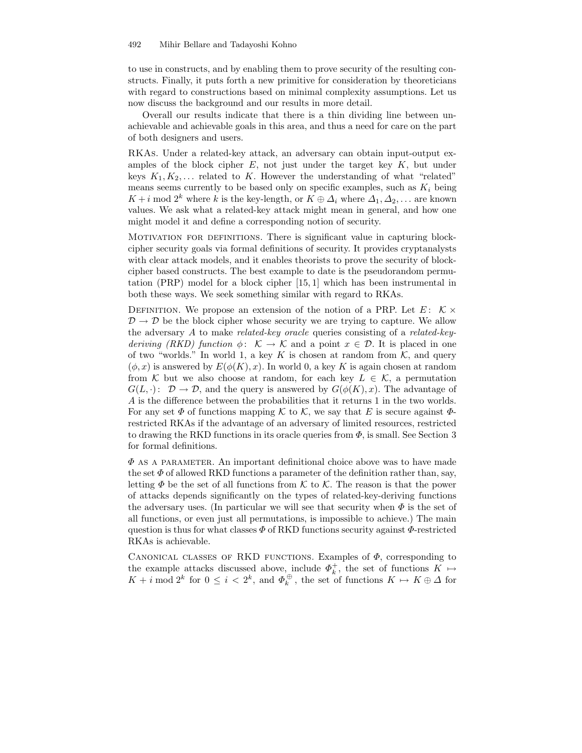to use in constructs, and by enabling them to prove security of the resulting constructs. Finally, it puts forth a new primitive for consideration by theoreticians with regard to constructions based on minimal complexity assumptions. Let us now discuss the background and our results in more detail.

Overall our results indicate that there is a thin dividing line between unachievable and achievable goals in this area, and thus a need for care on the part of both designers and users.

RKAs. Under a related-key attack, an adversary can obtain input-output examples of the block cipher $E$, not just under the target key $K$, but under keys $K_1, K_2, \ldots$ related to $K$. However the understanding of what "related" means seems currently to be based only on specific examples, such as $K_i$ being $K + i \bmod 2^k$ where $k$ is the key-length, or $K \oplus \Delta_i$ where $\Delta_1, \Delta_2, \ldots$ are known values. We ask what a related-key attack might mean in general, and how one might model it and define a corresponding notion of security.

Motivation for definitions. There is significant value in capturing block-cipher security goals via formal definitions of security. It provides cryptanalysts with clear attack models, and it enables theorists to prove the security of block-cipher based constructs. The best example to date is the pseudorandom permutation (PRP) model for a block cipher [15, 1] which has been instrumental in both these ways. We seek something similar with regard to RKAs.

Definition. We propose an extension of the notion of a PRP. Let $E\colon\ \mathcal{K} \times \mathcal{D} \to \mathcal{D}$ be the block cipher whose security we are trying to capture. We allow the adversary $A$ to make *related-key oracle* queries consisting of a *related-key-deriving (RKD) function* $\phi\colon\ \mathcal{K} \to \mathcal{K}$ and a point $x \in \mathcal{D}$. It is placed in one of two "worlds." In world 1, a key $K$ is chosen at random from $\mathcal{K}$, and query $(\phi, x)$ is answered by $E(\phi(K), x)$. In world 0, a key $K$ is again chosen at random from $\mathcal{K}$ but we also choose at random, for each key $L \in \mathcal{K}$, a permutation $G(L, \cdot)\colon\ \mathcal{D} \to \mathcal{D}$, and the query is answered by $G(\phi(K), x)$. The advantage of $A$ is the difference between the probabilities that it returns 1 in the two worlds. For any set $\Phi$ of functions mapping $\mathcal{K}$ to $\mathcal{K}$, we say that $E$ is secure against $\Phi$-restricted RKAs if the advantage of an adversary of limited resources, restricted to drawing the RKD functions in its oracle queries from $\Phi$, is small. See Section 3 for formal definitions.

$\Phi$ as a parameter. An important definitional choice above was to have made the set $\Phi$ of allowed RKD functions a parameter of the definition rather than, say, letting $\Phi$ be the set of all functions from $\mathcal{K}$ to $\mathcal{K}$. The reason is that the power of attacks depends significantly on the types of related-key-deriving functions the adversary uses. (In particular we will see that security when $\Phi$ is the set of all functions, or even just all permutations, is impossible to achieve.) The main question is thus for what classes $\Phi$ of RKD functions security against $\Phi$-restricted RKAs is achievable.

Canonical classes of RKD functions. Examples of $\Phi$, corresponding to the example attacks discussed above, include $\Phi_k^+$, the set of functions $K \mapsto K + i \bmod 2^k$ for $0 \leq i < 2^k$, and $\Phi_k^{\oplus}$, the set of functions $K \mapsto K \oplus \Delta$ for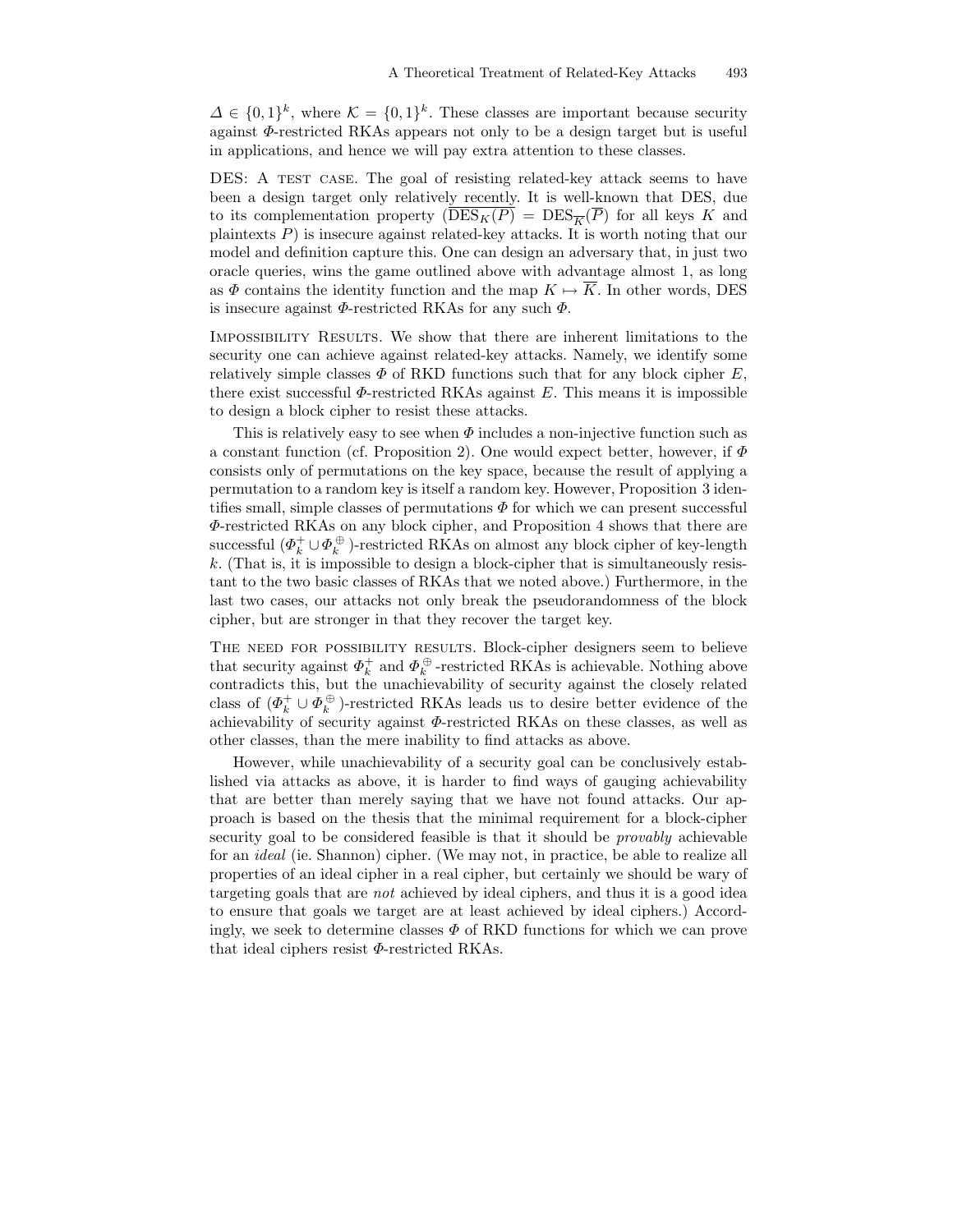$\Delta \in \{0,1\}^k$, where $\mathcal{K} = \{0,1\}^k$. These classes are important because security against $\Phi$-restricted RKAs appears not only to be a design target but is useful in applications, and hence we will pay extra attention to these classes.

DES: A TEST CASE. The goal of resisting related-key attack seems to have been a design target only relatively recently. It is well-known that DES, due to its complementation property ($\overline{\mathrm{DES}_K(P)} = \mathrm{DES}_{\overline{K}}(\overline{P})$ for all keys $K$ and plaintexts $P$) is insecure against related-key attacks. It is worth noting that our model and definition capture this. One can design an adversary that, in just two oracle queries, wins the game outlined above with advantage almost 1, as long as $\Phi$ contains the identity function and the map $K \mapsto \overline{K}$. In other words, DES is insecure against $\Phi$-restricted RKAs for any such $\Phi$.

IMPOSSIBILITY RESULTS. We show that there are inherent limitations to the security one can achieve against related-key attacks. Namely, we identify some relatively simple classes $\Phi$ of RKD functions such that for any block cipher $E$, there exist successful $\Phi$-restricted RKAs against $E$. This means it is impossible to design a block cipher to resist these attacks.

This is relatively easy to see when $\Phi$ includes a non-injective function such as a constant function (cf. Proposition 2). One would expect better, however, if $\Phi$ consists only of permutations on the key space, because the result of applying a permutation to a random key is itself a random key. However, Proposition 3 identifies small, simple classes of permutations $\Phi$ for which we can present successful $\Phi$-restricted RKAs on any block cipher, and Proposition 4 shows that there are successful $(\Phi_k^+ \cup \Phi_k^\oplus)$-restricted RKAs on almost any block cipher of key-length $k$. (That is, it is impossible to design a block-cipher that is simultaneously resistant to the two basic classes of RKAs that we noted above.) Furthermore, in the last two cases, our attacks not only break the pseudorandomness of the block cipher, but are stronger in that they recover the target key.

THE NEED FOR POSSIBILITY RESULTS. Block-cipher designers seem to believe that security against $\Phi_k^+$ and $\Phi_k^\oplus$-restricted RKAs is achievable. Nothing above contradicts this, but the unachievability of security against the closely related class of $(\Phi_k^+ \cup \Phi_k^\oplus)$-restricted RKAs leads us to desire better evidence of the achievability of security against $\Phi$-restricted RKAs on these classes, as well as other classes, than the mere inability to find attacks as above.

However, while unachievability of a security goal can be conclusively established via attacks as above, it is harder to find ways of gauging achievability that are better than merely saying that we have not found attacks. Our approach is based on the thesis that the minimal requirement for a block-cipher security goal to be considered feasible is that it should be *provably* achievable for an *ideal* (ie. Shannon) cipher. (We may not, in practice, be able to realize all properties of an ideal cipher in a real cipher, but certainly we should be wary of targeting goals that are *not* achieved by ideal ciphers, and thus it is a good idea to ensure that goals we target are at least achieved by ideal ciphers.) Accordingly, we seek to determine classes $\Phi$ of RKD functions for which we can prove that ideal ciphers resist $\Phi$-restricted RKAs.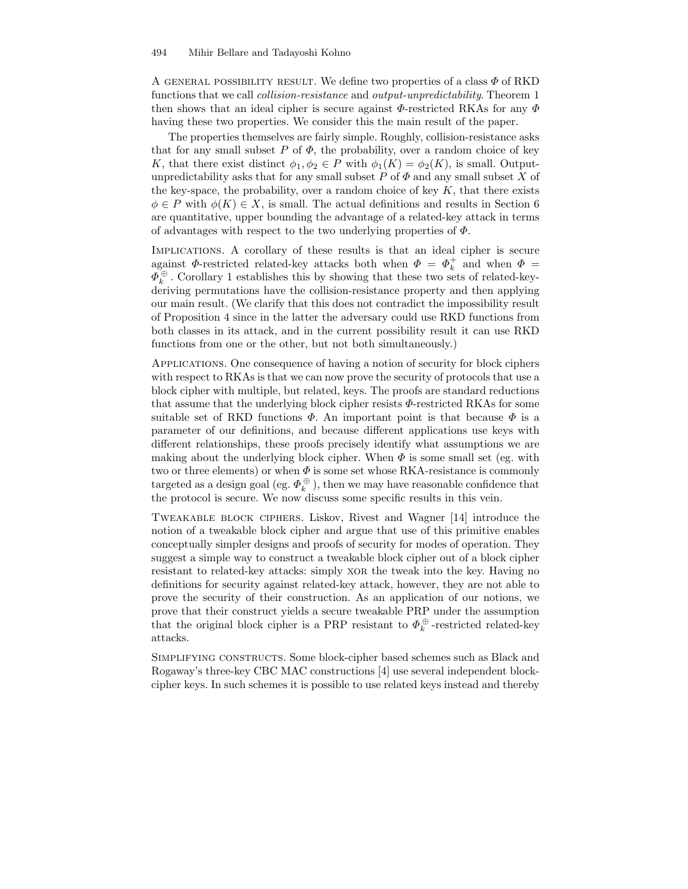A GENERAL POSSIBILITY RESULT. We define two properties of a class $\Phi$ of RKD functions that we call *collision-resistance* and *output-unpredictability*. Theorem 1 then shows that an ideal cipher is secure against $\Phi$-restricted RKAs for any $\Phi$ having these two properties. We consider this the main result of the paper.

The properties themselves are fairly simple. Roughly, collision-resistance asks that for any small subset $P$ of $\Phi$, the probability, over a random choice of key $K$, that there exist distinct $\phi_1, \phi_2 \in P$ with $\phi_1(K) = \phi_2(K)$, is small. Output-unpredictability asks that for any small subset $P$ of $\Phi$ and any small subset $X$ of the key-space, the probability, over a random choice of key $K$, that there exists $\phi \in P$ with $\phi(K) \in X$, is small. The actual definitions and results in Section 6 are quantitative, upper bounding the advantage of a related-key attack in terms of advantages with respect to the two underlying properties of $\Phi$.

IMPLICATIONS. A corollary of these results is that an ideal cipher is secure against $\Phi$-restricted related-key attacks both when $\Phi = \Phi_k^+$ and when $\Phi = \Phi_k^\oplus$. Corollary 1 establishes this by showing that these two sets of related-key-deriving permutations have the collision-resistance property and then applying our main result. (We clarify that this does not contradict the impossibility result of Proposition 4 since in the latter the adversary could use RKD functions from both classes in its attack, and in the current possibility result it can use RKD functions from one or the other, but not both simultaneously.)

APPLICATIONS. One consequence of having a notion of security for block ciphers with respect to RKAs is that we can now prove the security of protocols that use a block cipher with multiple, but related, keys. The proofs are standard reductions that assume that the underlying block cipher resists $\Phi$-restricted RKAs for some suitable set of RKD functions $\Phi$. An important point is that because $\Phi$ is a parameter of our definitions, and because different applications use keys with different relationships, these proofs precisely identify what assumptions we are making about the underlying block cipher. When $\Phi$ is some small set (eg. with two or three elements) or when $\Phi$ is some set whose RKA-resistance is commonly targeted as a design goal (eg. $\Phi_k^\oplus$), then we may have reasonable confidence that the protocol is secure. We now discuss some specific results in this vein.

TWEAKABLE BLOCK CIPHERS. Liskov, Rivest and Wagner [14] introduce the notion of a tweakable block cipher and argue that use of this primitive enables conceptually simpler designs and proofs of security for modes of operation. They suggest a simple way to construct a tweakable block cipher out of a block cipher resistant to related-key attacks: simply XOR the tweak into the key. Having no definitions for security against related-key attack, however, they are not able to prove the security of their construction. As an application of our notions, we prove that their construct yields a secure tweakable PRP under the assumption that the original block cipher is a PRP resistant to $\Phi_k^\oplus$-restricted related-key attacks.

SIMPLIFYING CONSTRUCTS. Some block-cipher based schemes such as Black and Rogaway's three-key CBC MAC constructions [4] use several independent block-cipher keys. In such schemes it is possible to use related keys instead and thereby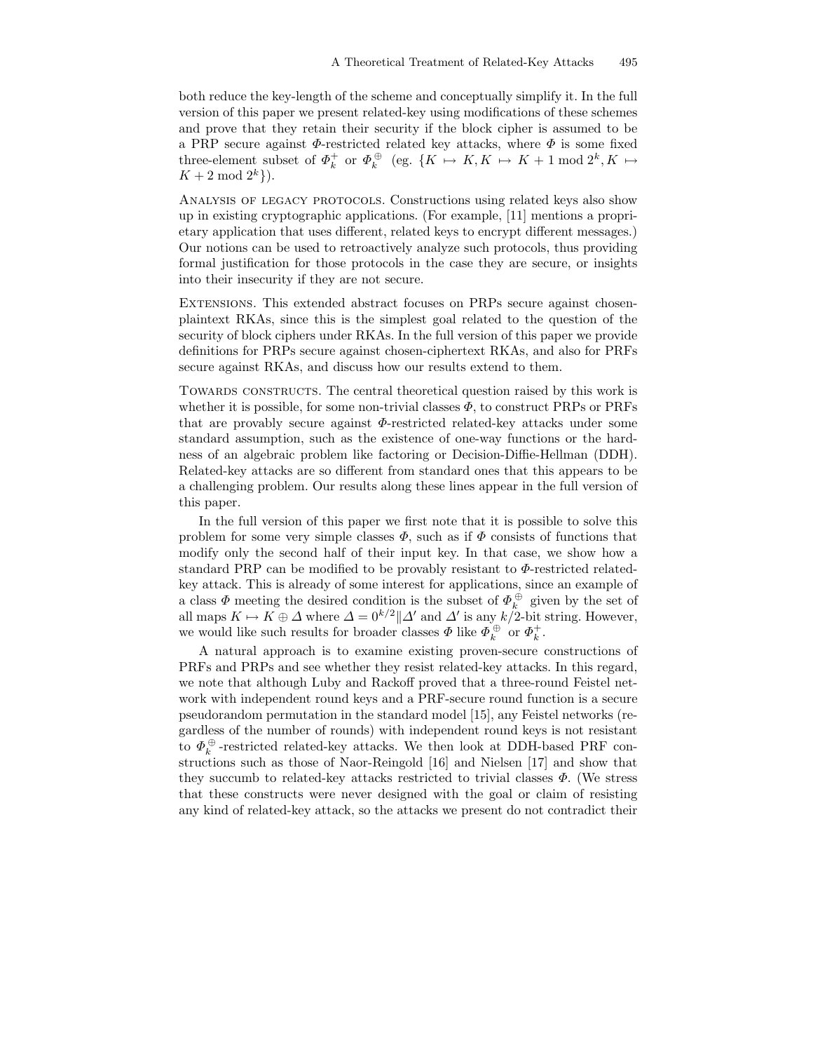both reduce the key-length of the scheme and conceptually simplify it. In the full version of this paper we present related-key using modifications of these schemes and prove that they retain their security if the block cipher is assumed to be a PRP secure against $\Phi$-restricted related key attacks, where $\Phi$ is some fixed three-element subset of $\Phi_k^+$ or $\Phi_k^\oplus$ (eg. $\{K \mapsto K, K \mapsto K+1 \bmod 2^k, K \mapsto K+2 \bmod 2^k\}$).

Analysis of legacy protocols. Constructions using related keys also show up in existing cryptographic applications. (For example, [11] mentions a proprietary application that uses different, related keys to encrypt different messages.) Our notions can be used to retroactively analyze such protocols, thus providing formal justification for those protocols in the case they are secure, or insights into their insecurity if they are not secure.

Extensions. This extended abstract focuses on PRPs secure against chosen-plaintext RKAs, since this is the simplest goal related to the question of the security of block ciphers under RKAs. In the full version of this paper we provide definitions for PRPs secure against chosen-ciphertext RKAs, and also for PRFs secure against RKAs, and discuss how our results extend to them.

Towards constructs. The central theoretical question raised by this work is whether it is possible, for some non-trivial classes $\Phi$, to construct PRPs or PRFs that are provably secure against $\Phi$-restricted related-key attacks under some standard assumption, such as the existence of one-way functions or the hardness of an algebraic problem like factoring or Decision-Diffie-Hellman (DDH). Related-key attacks are so different from standard ones that this appears to be a challenging problem. Our results along these lines appear in the full version of this paper.

In the full version of this paper we first note that it is possible to solve this problem for some very simple classes $\Phi$, such as if $\Phi$ consists of functions that modify only the second half of their input key. In that case, we show how a standard PRP can be modified to be provably resistant to $\Phi$-restricted related-key attack. This is already of some interest for applications, since an example of a class $\Phi$ meeting the desired condition is the subset of $\Phi_k^\oplus$ given by the set of all maps $K \mapsto K \oplus \Delta$ where $\Delta = 0^{k/2} \| \Delta'$ and $\Delta'$ is any $k/2$-bit string. However, we would like such results for broader classes $\Phi$ like $\Phi_k^\oplus$ or $\Phi_k^+$.

A natural approach is to examine existing proven-secure constructions of PRFs and PRPs and see whether they resist related-key attacks. In this regard, we note that although Luby and Rackoff proved that a three-round Feistel network with independent round keys and a PRF-secure round function is a secure pseudorandom permutation in the standard model [15], any Feistel networks (regardless of the number of rounds) with independent round keys is not resistant to $\Phi_k^\oplus$-restricted related-key attacks. We then look at DDH-based PRF constructions such as those of Naor-Reingold [16] and Nielsen [17] and show that they succumb to related-key attacks restricted to trivial classes $\Phi$. (We stress that these constructs were never designed with the goal or claim of resisting any kind of related-key attack, so the attacks we present do not contradict their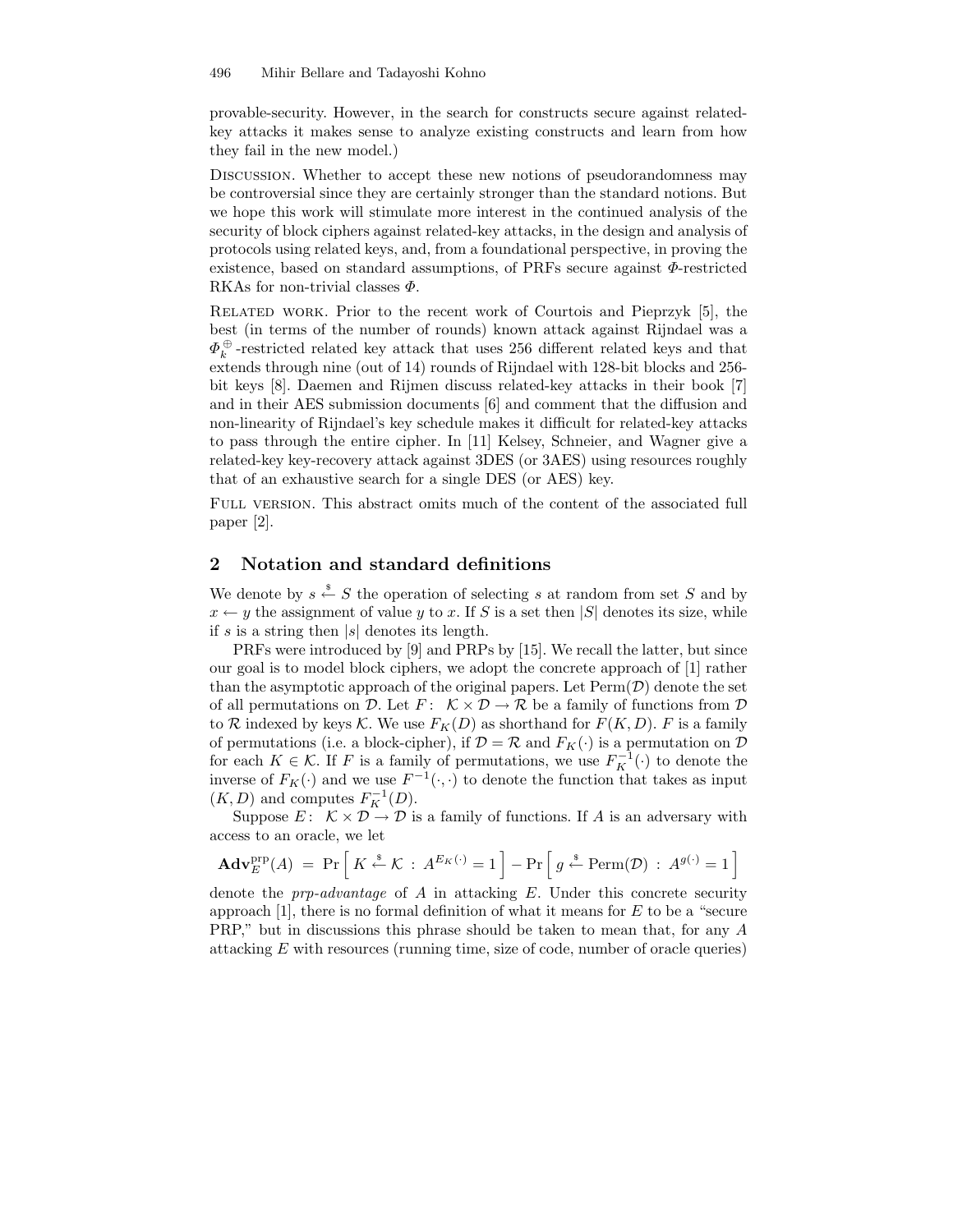provable-security. However, in the search for constructs secure against related-key attacks it makes sense to analyze existing constructs and learn from how they fail in the new model.)

Discussion. Whether to accept these new notions of pseudorandomness may be controversial since they are certainly stronger than the standard notions. But we hope this work will stimulate more interest in the continued analysis of the security of block ciphers against related-key attacks, in the design and analysis of protocols using related keys, and, from a foundational perspective, in proving the existence, based on standard assumptions, of PRFs secure against $\Phi$-restricted RKAs for non-trivial classes $\Phi$.

Related work. Prior to the recent work of Courtois and Pieprzyk [5], the best (in terms of the number of rounds) known attack against Rijndael was a $\Phi_k^{\oplus}$-restricted related key attack that uses 256 different related keys and that extends through nine (out of 14) rounds of Rijndael with 128-bit blocks and 256-bit keys [8]. Daemen and Rijmen discuss related-key attacks in their book [7] and in their AES submission documents [6] and comment that the diffusion and non-linearity of Rijndael's key schedule makes it difficult for related-key attacks to pass through the entire cipher. In [11] Kelsey, Schneier, and Wagner give a related-key key-recovery attack against 3DES (or 3AES) using resources roughly that of an exhaustive search for a single DES (or AES) key.

Full version. This abstract omits much of the content of the associated full paper [2].

## 2 Notation and standard definitions

We denote by $s \xleftarrow{\$} S$ the operation of selecting $s$ at random from set $S$ and by $x \leftarrow y$ the assignment of value $y$ to $x$. If $S$ is a set then $|S|$ denotes its size, while if $s$ is a string then $|s|$ denotes its length.

PRFs were introduced by [9] and PRPs by [15]. We recall the latter, but since our goal is to model block ciphers, we adopt the concrete approach of [1] rather than the asymptotic approach of the original papers. Let $\mathrm{Perm}(\mathcal{D})$ denote the set of all permutations on $\mathcal{D}$. Let $F\colon \mathcal{K} \times \mathcal{D} \to \mathcal{R}$ be a family of functions from $\mathcal{D}$ to $\mathcal{R}$ indexed by keys $\mathcal{K}$. We use $F_K(D)$ as shorthand for $F(K, D)$. $F$ is a family of permutations (i.e. a block-cipher), if $\mathcal{D} = \mathcal{R}$ and $F_K(\cdot)$ is a permutation on $\mathcal{D}$ for each $K \in \mathcal{K}$. If $F$ is a family of permutations, we use $F_K^{-1}(\cdot)$ to denote the inverse of $F_K(\cdot)$ and we use $F^{-1}(\cdot, \cdot)$ to denote the function that takes as input $(K, D)$ and computes $F_K^{-1}(D)$.

Suppose $E\colon \mathcal{K} \times \mathcal{D} \to \mathcal{D}$ is a family of functions. If $A$ is an adversary with access to an oracle, we let

$$\mathbf{Adv}_E^{\mathrm{prp}}(A) \;=\; \Pr\left[\, K \xleftarrow{\$} \mathcal{K} \;:\; A^{E_K(\cdot)} = 1 \,\right] - \Pr\left[\, g \xleftarrow{\$} \mathrm{Perm}(\mathcal{D}) \;:\; A^{g(\cdot)} = 1 \,\right]$$

denote the *prp-advantage* of $A$ in attacking $E$. Under this concrete security approach [1], there is no formal definition of what it means for $E$ to be a "secure PRP," but in discussions this phrase should be taken to mean that, for any $A$ attacking $E$ with resources (running time, size of code, number of oracle queries)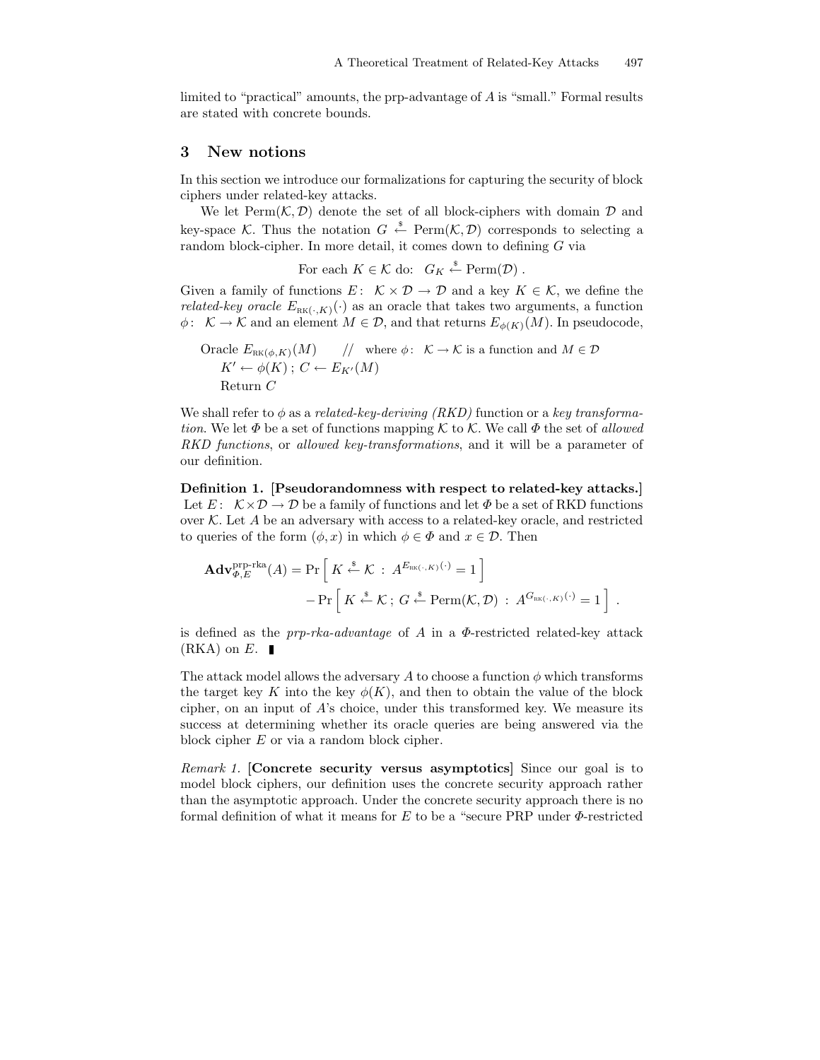limited to "practical" amounts, the prp-advantage of $A$ is "small." Formal results are stated with concrete bounds.

## 3 New notions

In this section we introduce our formalizations for capturing the security of block ciphers under related-key attacks.

We let $\mathrm{Perm}(\mathcal{K}, \mathcal{D})$ denote the set of all block-ciphers with domain $\mathcal{D}$ and key-space $\mathcal{K}$. Thus the notation $G \xleftarrow{\$} \mathrm{Perm}(\mathcal{K}, \mathcal{D})$ corresponds to selecting a random block-cipher. In more detail, it comes down to defining $G$ via

$$\text{For each } K \in \mathcal{K} \text{ do: } \; G_K \xleftarrow{\$} \mathrm{Perm}(\mathcal{D}) \; .$$

Given a family of functions $E\colon\; \mathcal{K} \times \mathcal{D} \to \mathcal{D}$ and a key $K \in \mathcal{K}$, we define the *related-key oracle* $E_{\mathrm{RK}(\cdot,K)}(\cdot)$ as an oracle that takes two arguments, a function $\phi\colon\; \mathcal{K} \to \mathcal{K}$ and an element $M \in \mathcal{D}$, and that returns $E_{\phi(K)}(M)$. In pseudocode,

> Oracle $E_{\mathrm{RK}(\phi,K)}(M)$ &nbsp;&nbsp;&nbsp;&nbsp; // &nbsp; where $\phi\colon\; \mathcal{K} \to \mathcal{K}$ is a function and $M \in \mathcal{D}$
> &nbsp;&nbsp;&nbsp;&nbsp;$K' \leftarrow \phi(K)$ ; $C \leftarrow E_{K'}(M)$
> &nbsp;&nbsp;&nbsp;&nbsp;Return $C$

We shall refer to $\phi$ as a *related-key-deriving (RKD)* function or a *key transformation*. We let $\Phi$ be a set of functions mapping $\mathcal{K}$ to $\mathcal{K}$. We call $\Phi$ the set of *allowed RKD functions*, or *allowed key-transformations*, and it will be a parameter of our definition.

**Definition 1. [Pseudorandomness with respect to related-key attacks.]** Let $E\colon\; \mathcal{K} \times \mathcal{D} \to \mathcal{D}$ be a family of functions and let $\Phi$ be a set of RKD functions over $\mathcal{K}$. Let $A$ be an adversary with access to a related-key oracle, and restricted to queries of the form $(\phi, x)$ in which $\phi \in \Phi$ and $x \in \mathcal{D}$. Then

$$\begin{aligned}\mathbf{Adv}^{\mathrm{prp\text{-}rka}}_{\Phi,E}(A) = \Pr\Big[\, K \xleftarrow{\$} \mathcal{K} \,:\, A^{E_{\mathrm{RK}(\cdot,K)}(\cdot)} = 1 \,\Big] \\ - \Pr\Big[\, K \xleftarrow{\$} \mathcal{K} \,;\, G \xleftarrow{\$} \mathrm{Perm}(\mathcal{K}, \mathcal{D}) \,:\, A^{G_{\mathrm{RK}(\cdot,K)}(\cdot)} = 1 \,\Big] \; .\end{aligned}$$

is defined as the *prp-rka-advantage* of $A$ in a $\Phi$-restricted related-key attack (RKA) on $E$. ∎

The attack model allows the adversary $A$ to choose a function $\phi$ which transforms the target key $K$ into the key $\phi(K)$, and then to obtain the value of the block cipher, on an input of $A$'s choice, under this transformed key. We measure its success at determining whether its oracle queries are being answered via the block cipher $E$ or via a random block cipher.

*Remark 1.* **[Concrete security versus asymptotics]** Since our goal is to model block ciphers, our definition uses the concrete security approach rather than the asymptotic approach. Under the concrete security approach there is no formal definition of what it means for $E$ to be a "secure PRP under $\Phi$-restricted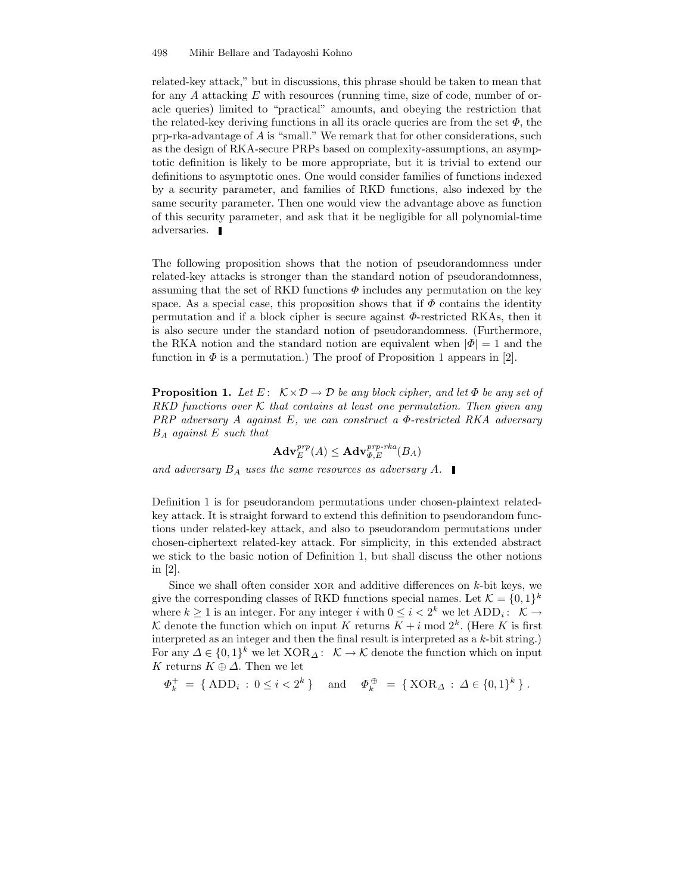related-key attack," but in discussions, this phrase should be taken to mean that for any $A$ attacking $E$ with resources (running time, size of code, number of oracle queries) limited to "practical" amounts, and obeying the restriction that the related-key deriving functions in all its oracle queries are from the set $\Phi$, the prp-rka-advantage of $A$ is "small." We remark that for other considerations, such as the design of RKA-secure PRPs based on complexity-assumptions, an asymptotic definition is likely to be more appropriate, but it is trivial to extend our definitions to asymptotic ones. One would consider families of functions indexed by a security parameter, and families of RKD functions, also indexed by the same security parameter. Then one would view the advantage above as function of this security parameter, and ask that it be negligible for all polynomial-time adversaries. ∎

The following proposition shows that the notion of pseudorandomness under related-key attacks is stronger than the standard notion of pseudorandomness, assuming that the set of RKD functions $\Phi$ includes any permutation on the key space. As a special case, this proposition shows that if $\Phi$ contains the identity permutation and if a block cipher is secure against $\Phi$-restricted RKAs, then it is also secure under the standard notion of pseudorandomness. (Furthermore, the RKA notion and the standard notion are equivalent when $|\Phi| = 1$ and the function in $\Phi$ is a permutation.) The proof of Proposition 1 appears in [2].

**Proposition 1.** *Let $E\colon\ \mathcal{K} \times \mathcal{D} \to \mathcal{D}$ be any block cipher, and let $\Phi$ be any set of RKD functions over $\mathcal{K}$ that contains at least one permutation. Then given any PRP adversary $A$ against $E$, we can construct a $\Phi$-restricted RKA adversary $B_A$ against $E$ such that*

$$\mathbf{Adv}_{E}^{prp}(A) \leq \mathbf{Adv}_{\Phi,E}^{prp\text{-}rka}(B_A)$$

*and adversary $B_A$ uses the same resources as adversary $A$.* ∎

Definition 1 is for pseudorandom permutations under chosen-plaintext related-key attack. It is straight forward to extend this definition to pseudorandom functions under related-key attack, and also to pseudorandom permutations under chosen-ciphertext related-key attack. For simplicity, in this extended abstract we stick to the basic notion of Definition 1, but shall discuss the other notions in [2].

Since we shall often consider XOR and additive differences on $k$-bit keys, we give the corresponding classes of RKD functions special names. Let $\mathcal{K} = \{0,1\}^k$ where $k \geq 1$ is an integer. For any integer $i$ with $0 \leq i < 2^k$ we let $\mathrm{ADD}_i\colon\ \mathcal{K} \to \mathcal{K}$ denote the function which on input $K$ returns $K + i \bmod 2^k$. (Here $K$ is first interpreted as an integer and then the final result is interpreted as a $k$-bit string.) For any $\Delta \in \{0,1\}^k$ we let $\mathrm{XOR}_\Delta\colon\ \mathcal{K} \to \mathcal{K}$ denote the function which on input $K$ returns $K \oplus \Delta$. Then we let

$$\Phi_k^{+} \;=\; \{\, \mathrm{ADD}_i \;:\; 0 \leq i < 2^k \,\} \quad \text{and} \quad \Phi_k^{\oplus} \;=\; \{\, \mathrm{XOR}_\Delta \;:\; \Delta \in \{0,1\}^k \,\}\,.$$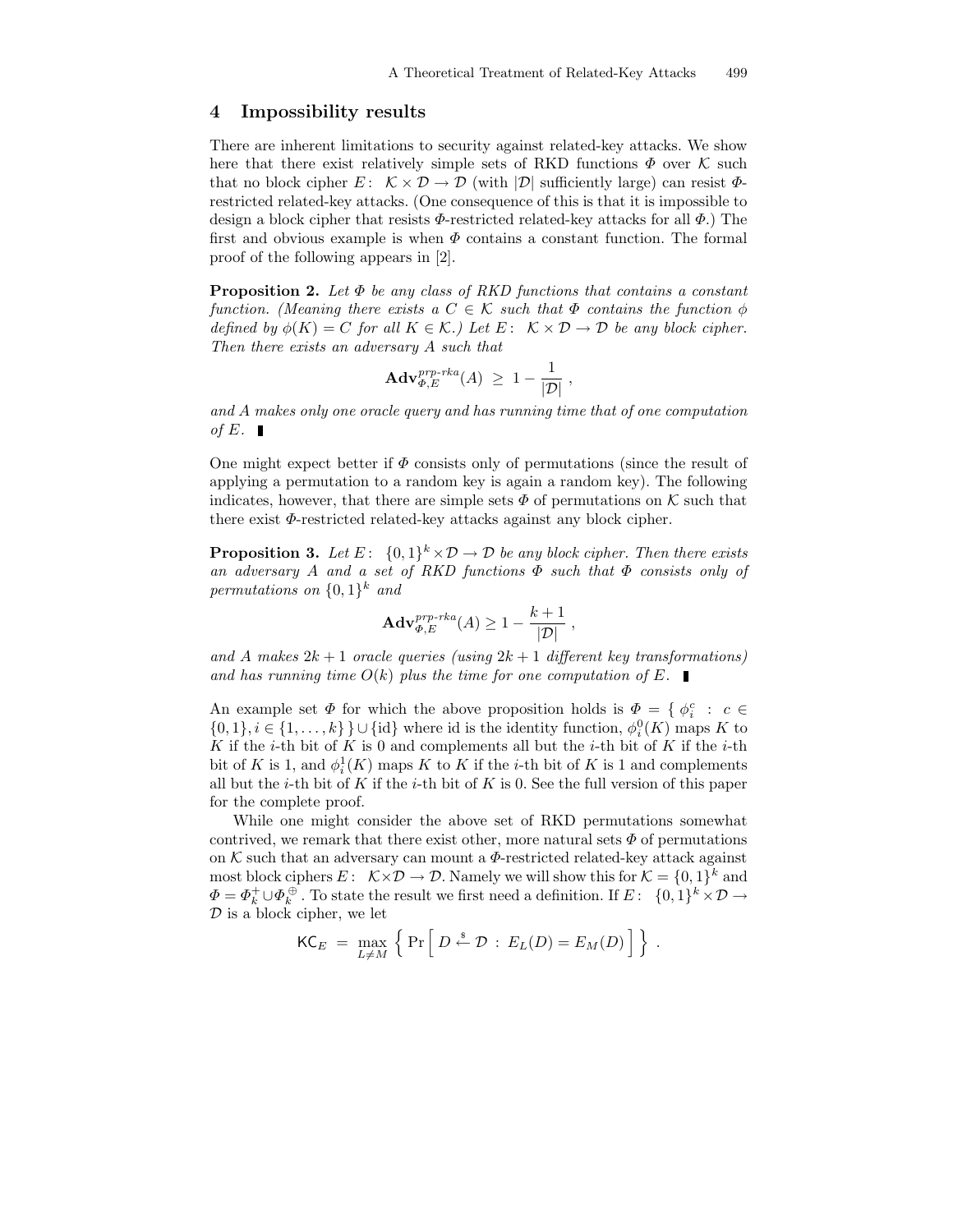## 4 Impossibility results

There are inherent limitations to security against related-key attacks. We show here that there exist relatively simple sets of RKD functions $\Phi$ over $\mathcal{K}$ such that no block cipher $E\colon\ \mathcal{K} \times \mathcal{D} \to \mathcal{D}$ (with $|\mathcal{D}|$ sufficiently large) can resist $\Phi$-restricted related-key attacks. (One consequence of this is that it is impossible to design a block cipher that resists $\Phi$-restricted related-key attacks for all $\Phi$.) The first and obvious example is when $\Phi$ contains a constant function. The formal proof of the following appears in [2].

**Proposition 2.** *Let $\Phi$ be any class of RKD functions that contains a constant function. (Meaning there exists a $C \in \mathcal{K}$ such that $\Phi$ contains the function $\phi$ defined by $\phi(K) = C$ for all $K \in \mathcal{K}$.) Let $E\colon\ \mathcal{K} \times \mathcal{D} \to \mathcal{D}$ be any block cipher. Then there exists an adversary $A$ such that*

$$\mathbf{Adv}^{prp\text{-}rka}_{\Phi,E}(A) \ \geq\ 1 - \frac{1}{|\mathcal{D}|}\ ,$$

*and $A$ makes only one oracle query and has running time that of one computation of $E$.* ∎

One might expect better if $\Phi$ consists only of permutations (since the result of applying a permutation to a random key is again a random key). The following indicates, however, that there are simple sets $\Phi$ of permutations on $\mathcal{K}$ such that there exist $\Phi$-restricted related-key attacks against any block cipher.

**Proposition 3.** *Let $E\colon\ \{0,1\}^k \times \mathcal{D} \to \mathcal{D}$ be any block cipher. Then there exists an adversary $A$ and a set of RKD functions $\Phi$ such that $\Phi$ consists only of permutations on $\{0,1\}^k$ and*

$$\mathbf{Adv}^{prp\text{-}rka}_{\Phi,E}(A) \geq 1 - \frac{k+1}{|\mathcal{D}|}\ ,$$

*and $A$ makes $2k+1$ oracle queries (using $2k+1$ different key transformations) and has running time $O(k)$ plus the time for one computation of $E$.* ∎

An example set $\Phi$ for which the above proposition holds is $\Phi = \{\ \phi^c_i\ :\ c \in \{0,1\}, i \in \{1,\ldots,k\}\ \} \cup \{\mathrm{id}\}$ where id is the identity function, $\phi^0_i(K)$ maps $K$ to $K$ if the $i$-th bit of $K$ is 0 and complements all but the $i$-th bit of $K$ if the $i$-th bit of $K$ is 1, and $\phi^1_i(K)$ maps $K$ to $K$ if the $i$-th bit of $K$ is 1 and complements all but the $i$-th bit of $K$ if the $i$-th bit of $K$ is 0. See the full version of this paper for the complete proof.

While one might consider the above set of RKD permutations somewhat contrived, we remark that there exist other, more natural sets $\Phi$ of permutations on $\mathcal{K}$ such that an adversary can mount a $\Phi$-restricted related-key attack against most block ciphers $E\colon\ \mathcal{K} \times \mathcal{D} \to \mathcal{D}$. Namely we will show this for $\mathcal{K} = \{0,1\}^k$ and $\Phi = \Phi^+_k \cup \Phi^\oplus_k$. To state the result we first need a definition. If $E\colon\ \{0,1\}^k \times \mathcal{D} \to \mathcal{D}$ is a block cipher, we let

$$\mathsf{KC}_E \ =\ \max_{L \neq M} \left\{\ \Pr\left[\ D \xleftarrow{\$} \mathcal{D}\ :\ E_L(D) = E_M(D)\ \right]\ \right\}\ .$$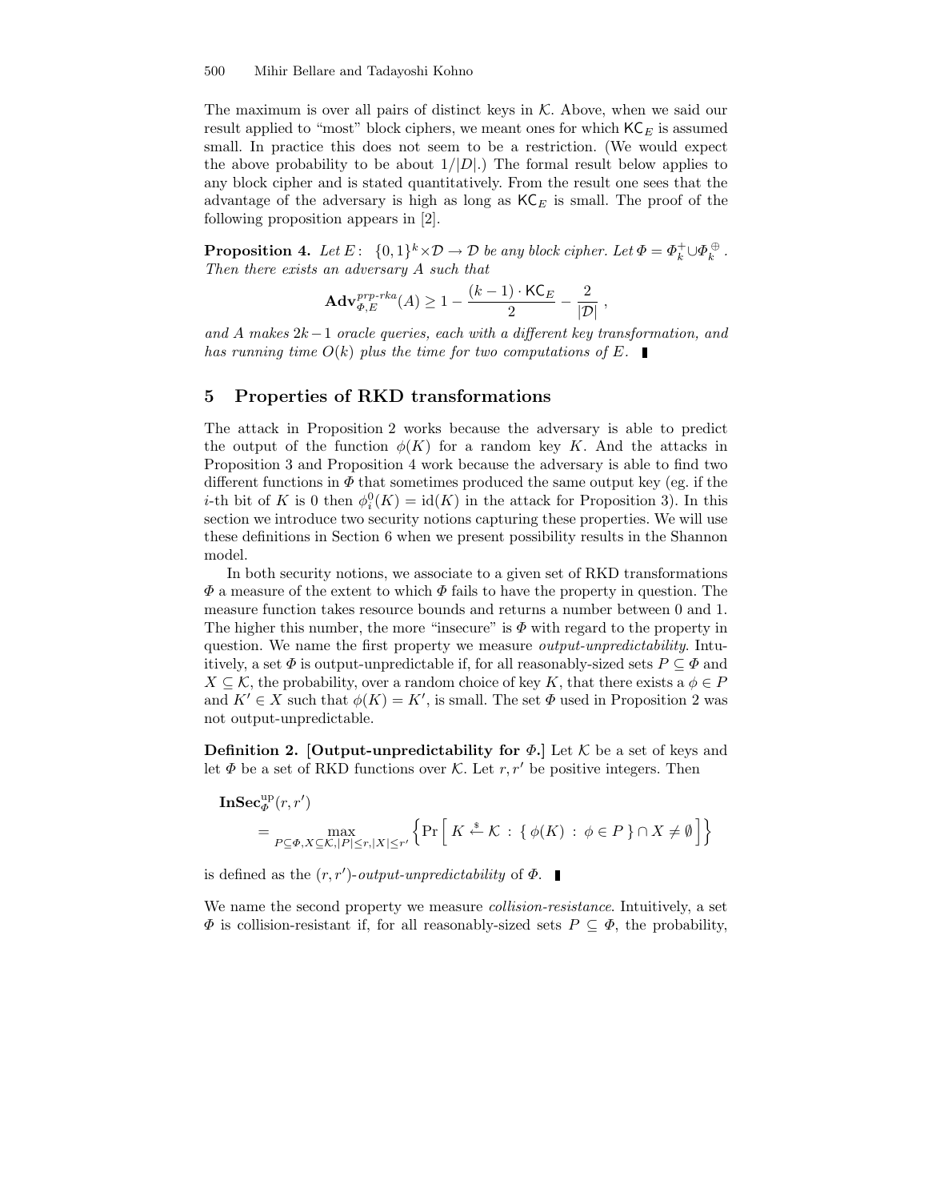The maximum is over all pairs of distinct keys in $\mathcal{K}$. Above, when we said our result applied to "most" block ciphers, we meant ones for which $\mathsf{KC}_E$ is assumed small. In practice this does not seem to be a restriction. (We would expect the above probability to be about $1/|D|$.) The formal result below applies to any block cipher and is stated quantitatively. From the result one sees that the advantage of the adversary is high as long as $\mathsf{KC}_E$ is small. The proof of the following proposition appears in [2].

**Proposition 4.** *Let $E\colon \{0,1\}^k \times \mathcal{D} \to \mathcal{D}$ be any block cipher. Let $\Phi = \Phi_k^+ \cup \Phi_k^{\oplus}$. Then there exists an adversary $A$ such that*

$$\mathbf{Adv}^{prp\text{-}rka}_{\Phi,E}(A) \geq 1 - \frac{(k-1)\cdot \mathsf{KC}_E}{2} - \frac{2}{|\mathcal{D}|}\ ,$$

*and $A$ makes $2k-1$ oracle queries, each with a different key transformation, and has running time $O(k)$ plus the time for two computations of $E$.* ∎

## 5 Properties of RKD transformations

The attack in Proposition 2 works because the adversary is able to predict the output of the function $\phi(K)$ for a random key $K$. And the attacks in Proposition 3 and Proposition 4 work because the adversary is able to find two different functions in $\Phi$ that sometimes produced the same output key (eg. if the $i$-th bit of $K$ is 0 then $\phi_i^0(K) = \mathrm{id}(K)$ in the attack for Proposition 3). In this section we introduce two security notions capturing these properties. We will use these definitions in Section 6 when we present possibility results in the Shannon model.

In both security notions, we associate to a given set of RKD transformations $\Phi$ a measure of the extent to which $\Phi$ fails to have the property in question. The measure function takes resource bounds and returns a number between 0 and 1. The higher this number, the more "insecure" is $\Phi$ with regard to the property in question. We name the first property we measure *output-unpredictability*. Intuitively, a set $\Phi$ is output-unpredictable if, for all reasonably-sized sets $P \subseteq \Phi$ and $X \subseteq \mathcal{K}$, the probability, over a random choice of key $K$, that there exists a $\phi \in P$ and $K' \in X$ such that $\phi(K) = K'$, is small. The set $\Phi$ used in Proposition 2 was not output-unpredictable.

**Definition 2. [Output-unpredictability for $\Phi$.]** Let $\mathcal{K}$ be a set of keys and let $\Phi$ be a set of RKD functions over $\mathcal{K}$. Let $r, r'$ be positive integers. Then

$$\mathbf{InSec}^{\mathrm{up}}_{\Phi}(r,r') = \max_{P\subseteq\Phi,\, X\subseteq\mathcal{K},\, |P|\leq r,\, |X|\leq r'} \left\{ \Pr\left[\ K \stackrel{\$}{\leftarrow} \mathcal{K}\ :\ \{\ \phi(K)\ :\ \phi\in P\ \}\cap X \neq \emptyset\ \right] \right\}$$

is defined as the $(r,r')$-*output-unpredictability* of $\Phi$. ∎

We name the second property we measure *collision-resistance*. Intuitively, a set $\Phi$ is collision-resistant if, for all reasonably-sized sets $P \subseteq \Phi$, the probability,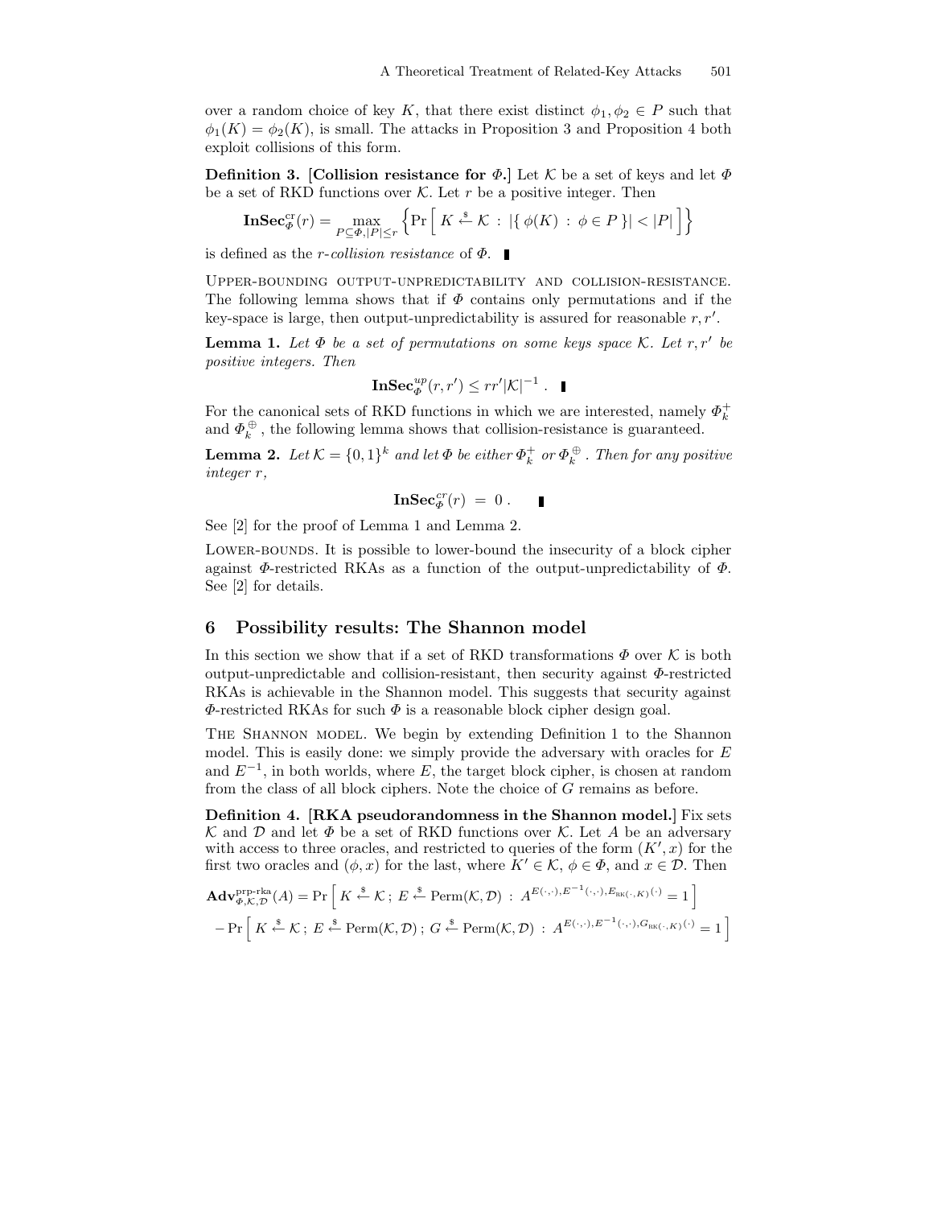over a random choice of key $K$, that there exist distinct $\phi_1, \phi_2 \in P$ such that $\phi_1(K) = \phi_2(K)$, is small. The attacks in Proposition 3 and Proposition 4 both exploit collisions of this form.

**Definition 3. [Collision resistance for $\Phi$.]** Let $\mathcal{K}$ be a set of keys and let $\Phi$ be a set of RKD functions over $\mathcal{K}$. Let $r$ be a positive integer. Then

$$\mathbf{InSec}^{\mathrm{cr}}_{\Phi}(r) = \max_{P \subseteq \Phi, |P| \leq r} \left\{ \Pr\left[ K \stackrel{\$}{\leftarrow} \mathcal{K} \,:\, |\{ \phi(K) \,:\, \phi \in P \}| < |P| \right] \right\}$$

is defined as the *r-collision resistance* of $\Phi$. ∎

Upper-bounding output-unpredictability and collision-resistance. The following lemma shows that if $\Phi$ contains only permutations and if the key-space is large, then output-unpredictability is assured for reasonable $r, r'$.

**Lemma 1.** *Let $\Phi$ be a set of permutations on some keys space $\mathcal{K}$. Let $r, r'$ be positive integers. Then*

$$\mathbf{InSec}^{up}_{\Phi}(r, r') \leq rr'|\mathcal{K}|^{-1} \;. \quad ∎$$

For the canonical sets of RKD functions in which we are interested, namely $\Phi^{+}_{k}$ and $\Phi^{\oplus}_{k}$, the following lemma shows that collision-resistance is guaranteed.

**Lemma 2.** *Let $\mathcal{K} = \{0,1\}^k$ and let $\Phi$ be either $\Phi^{+}_{k}$ or $\Phi^{\oplus}_{k}$. Then for any positive integer $r$,*

$$\mathbf{InSec}^{cr}_{\Phi}(r) \;=\; 0 \;. \quad ∎$$

See [2] for the proof of Lemma 1 and Lemma 2.

Lower-bounds. It is possible to lower-bound the insecurity of a block cipher against $\Phi$-restricted RKAs as a function of the output-unpredictability of $\Phi$. See [2] for details.

## 6 Possibility results: The Shannon model

In this section we show that if a set of RKD transformations $\Phi$ over $\mathcal{K}$ is both output-unpredictable and collision-resistant, then security against $\Phi$-restricted RKAs is achievable in the Shannon model. This suggests that security against $\Phi$-restricted RKAs for such $\Phi$ is a reasonable block cipher design goal.

The Shannon model. We begin by extending Definition 1 to the Shannon model. This is easily done: we simply provide the adversary with oracles for $E$ and $E^{-1}$, in both worlds, where $E$, the target block cipher, is chosen at random from the class of all block ciphers. Note the choice of $G$ remains as before.

**Definition 4. [RKA pseudorandomness in the Shannon model.]** Fix sets $\mathcal{K}$ and $\mathcal{D}$ and let $\Phi$ be a set of RKD functions over $\mathcal{K}$. Let $A$ be an adversary with access to three oracles, and restricted to queries of the form $(K', x)$ for the first two oracles and $(\phi, x)$ for the last, where $K' \in \mathcal{K}$, $\phi \in \Phi$, and $x \in \mathcal{D}$. Then

$$\mathbf{Adv}^{\text{prp-rka}}_{\Phi,\mathcal{K},\mathcal{D}}(A) = \Pr\left[ K \stackrel{\$}{\leftarrow} \mathcal{K} \,;\, E \stackrel{\$}{\leftarrow} \mathrm{Perm}(\mathcal{K},\mathcal{D}) \,:\, A^{E(\cdot,\cdot), E^{-1}(\cdot,\cdot), E_{\mathrm{RK}(\cdot,K)}(\cdot)} = 1 \right]$$
$$- \Pr\left[ K \stackrel{\$}{\leftarrow} \mathcal{K} \,;\, E \stackrel{\$}{\leftarrow} \mathrm{Perm}(\mathcal{K},\mathcal{D}) \,;\, G \stackrel{\$}{\leftarrow} \mathrm{Perm}(\mathcal{K},\mathcal{D}) \,:\, A^{E(\cdot,\cdot), E^{-1}(\cdot,\cdot), G_{\mathrm{RK}(\cdot,K)}(\cdot)} = 1 \right]$$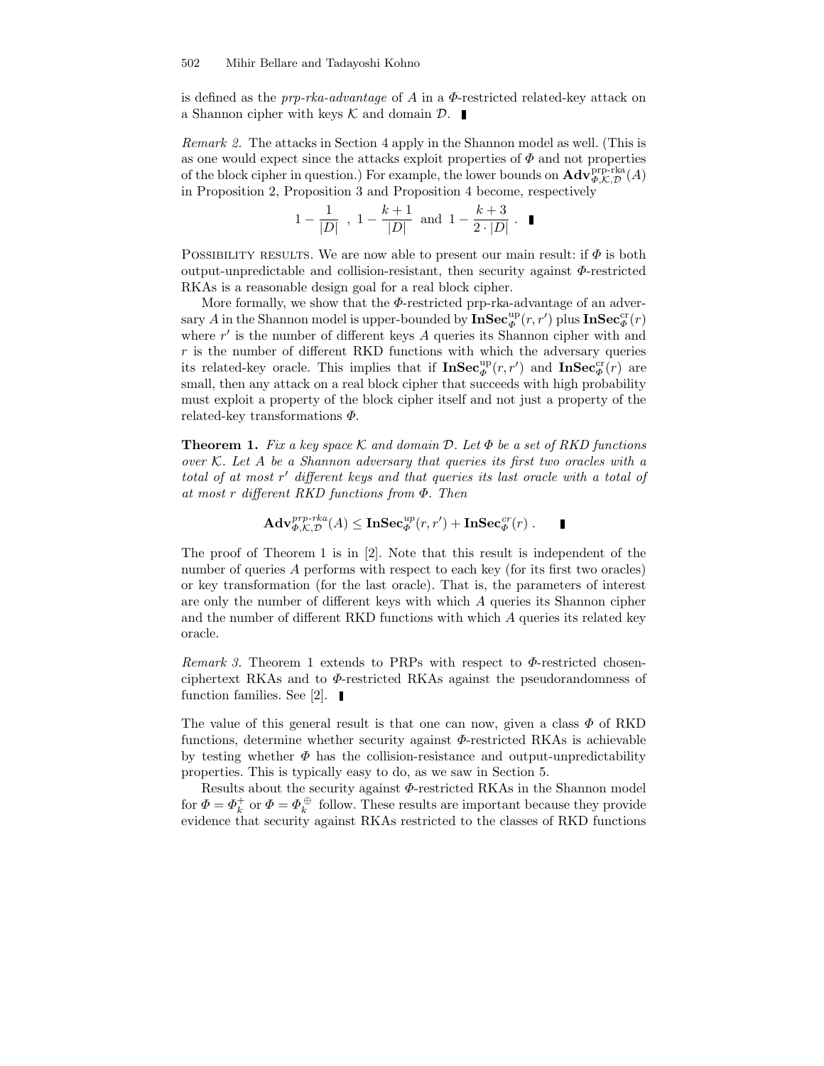is defined as the *prp-rka-advantage* of $A$ in a $\Phi$-restricted related-key attack on a Shannon cipher with keys $\mathcal{K}$ and domain $\mathcal{D}$. ∎

*Remark 2.* The attacks in Section 4 apply in the Shannon model as well. (This is as one would expect since the attacks exploit properties of $\Phi$ and not properties of the block cipher in question.) For example, the lower bounds on $\mathbf{Adv}^{\text{prp-rka}}_{\Phi,\mathcal{K},\mathcal{D}}(A)$ in Proposition 2, Proposition 3 and Proposition 4 become, respectively

$$1 - \frac{1}{|D|} \ , \ 1 - \frac{k+1}{|D|} \ \text{and} \ 1 - \frac{k+3}{2 \cdot |D|} \ . \ ∎$$

Possibility results. We are now able to present our main result: if $\Phi$ is both output-unpredictable and collision-resistant, then security against $\Phi$-restricted RKAs is a reasonable design goal for a real block cipher.

More formally, we show that the $\Phi$-restricted prp-rka-advantage of an adversary $A$ in the Shannon model is upper-bounded by $\mathbf{InSec}^{\text{up}}_{\Phi}(r, r')$ plus $\mathbf{InSec}^{\text{cr}}_{\Phi}(r)$ where $r'$ is the number of different keys $A$ queries its Shannon cipher with and $r$ is the number of different RKD functions with which the adversary queries its related-key oracle. This implies that if $\mathbf{InSec}^{\text{up}}_{\Phi}(r, r')$ and $\mathbf{InSec}^{\text{cr}}_{\Phi}(r)$ are small, then any attack on a real block cipher that succeeds with high probability must exploit a property of the block cipher itself and not just a property of the related-key transformations $\Phi$.

**Theorem 1.** *Fix a key space $\mathcal{K}$ and domain $\mathcal{D}$. Let $\Phi$ be a set of RKD functions over $\mathcal{K}$. Let $A$ be a Shannon adversary that queries its first two oracles with a total of at most $r'$ different keys and that queries its last oracle with a total of at most $r$ different RKD functions from $\Phi$. Then*

$$\mathbf{Adv}^{prp\text{-}rka}_{\Phi,\mathcal{K},\mathcal{D}}(A) \leq \mathbf{InSec}^{up}_{\Phi}(r, r') + \mathbf{InSec}^{cr}_{\Phi}(r) \ . \quad ∎$$

The proof of Theorem 1 is in [2]. Note that this result is independent of the number of queries $A$ performs with respect to each key (for its first two oracles) or key transformation (for the last oracle). That is, the parameters of interest are only the number of different keys with which $A$ queries its Shannon cipher and the number of different RKD functions with which $A$ queries its related key oracle.

*Remark 3.* Theorem 1 extends to PRPs with respect to $\Phi$-restricted chosen-ciphertext RKAs and to $\Phi$-restricted RKAs against the pseudorandomness of function families. See [2]. ∎

The value of this general result is that one can now, given a class $\Phi$ of RKD functions, determine whether security against $\Phi$-restricted RKAs is achievable by testing whether $\Phi$ has the collision-resistance and output-unpredictability properties. This is typically easy to do, as we saw in Section 5.

Results about the security against $\Phi$-restricted RKAs in the Shannon model for $\Phi = \Phi^{+}_{k}$ or $\Phi = \Phi^{\oplus}_{k}$ follow. These results are important because they provide evidence that security against RKAs restricted to the classes of RKD functions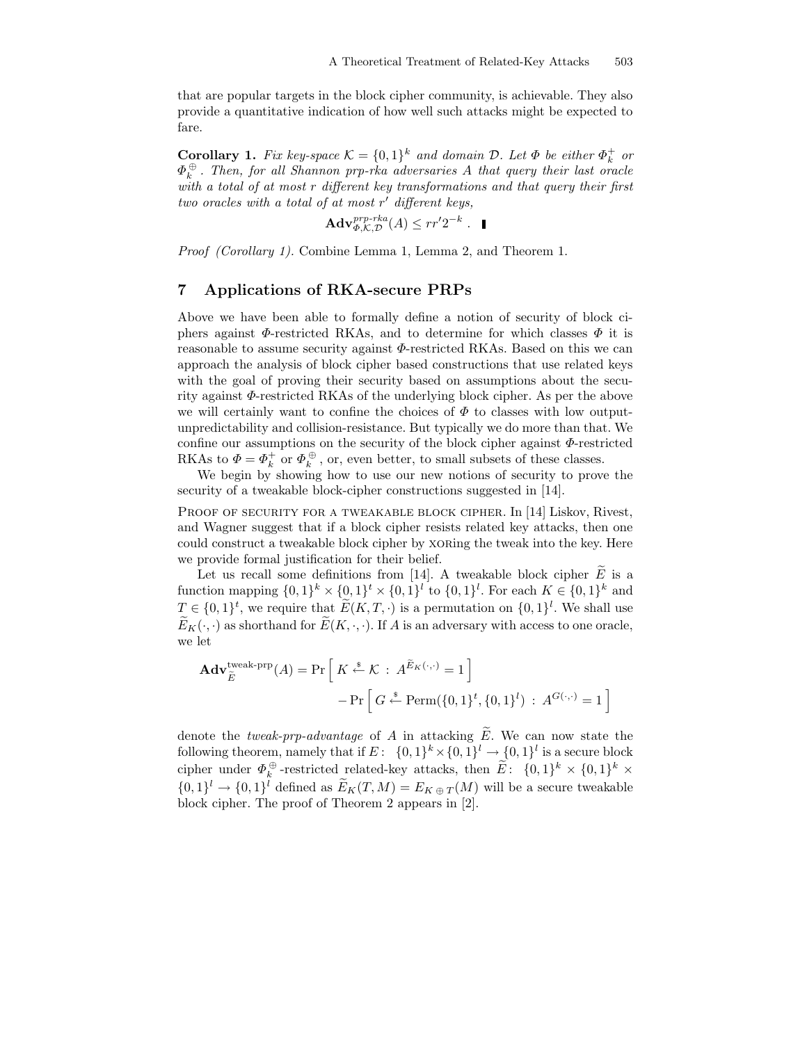that are popular targets in the block cipher community, is achievable. They also provide a quantitative indication of how well such attacks might be expected to fare.

**Corollary 1.** *Fix key-space $\mathcal{K} = \{0,1\}^k$ and domain $\mathcal{D}$. Let $\Phi$ be either $\Phi_k^+$ or $\Phi_k^\oplus$. Then, for all Shannon prp-rka adversaries $A$ that query their last oracle with a total of at most $r$ different key transformations and that query their first two oracles with a total of at most $r'$ different keys,*

$$\mathbf{Adv}^{prp\text{-}rka}_{\Phi,\mathcal{K},\mathcal{D}}(A) \leq rr'2^{-k} \ . \quad \blacksquare$$

*Proof (Corollary 1).* Combine Lemma 1, Lemma 2, and Theorem 1.

## 7 Applications of RKA-secure PRPs

Above we have been able to formally define a notion of security of block ciphers against $\Phi$-restricted RKAs, and to determine for which classes $\Phi$ it is reasonable to assume security against $\Phi$-restricted RKAs. Based on this we can approach the analysis of block cipher based constructions that use related keys with the goal of proving their security based on assumptions about the security against $\Phi$-restricted RKAs of the underlying block cipher. As per the above we will certainly want to confine the choices of $\Phi$ to classes with low output-unpredictability and collision-resistance. But typically we do more than that. We confine our assumptions on the security of the block cipher against $\Phi$-restricted RKAs to $\Phi = \Phi_k^+$ or $\Phi_k^\oplus$, or, even better, to small subsets of these classes.

We begin by showing how to use our new notions of security to prove the security of a tweakable block-cipher constructions suggested in [14].

Proof of security for a tweakable block cipher. In [14] Liskov, Rivest, and Wagner suggest that if a block cipher resists related key attacks, then one could construct a tweakable block cipher by xoring the tweak into the key. Here we provide formal justification for their belief.

Let us recall some definitions from [14]. A tweakable block cipher $\widetilde{E}$ is a function mapping $\{0,1\}^k \times \{0,1\}^t \times \{0,1\}^l$ to $\{0,1\}^l$. For each $K \in \{0,1\}^k$ and $T \in \{0,1\}^t$, we require that $\widetilde{E}(K,T,\cdot)$ is a permutation on $\{0,1\}^l$. We shall use $\widetilde{E}_K(\cdot,\cdot)$ as shorthand for $\widetilde{E}(K,\cdot,\cdot)$. If $A$ is an adversary with access to one oracle, we let

$$\mathbf{Adv}^{\text{tweak-prp}}_{\widetilde{E}}(A) = \Pr\left[\, K \xleftarrow{\$} \mathcal{K} \,:\, A^{\widetilde{E}_K(\cdot,\cdot)} = 1 \,\right] - \Pr\left[\, G \xleftarrow{\$} \mathrm{Perm}(\{0,1\}^t, \{0,1\}^l) \,:\, A^{G(\cdot,\cdot)} = 1 \,\right]$$

denote the *tweak-prp-advantage* of $A$ in attacking $\widetilde{E}$. We can now state the following theorem, namely that if $E\colon\ \{0,1\}^k \times \{0,1\}^l \to \{0,1\}^l$ is a secure block cipher under $\Phi_k^\oplus$-restricted related-key attacks, then $\widetilde{E}\colon\ \{0,1\}^k \times \{0,1\}^k \times \{0,1\}^l \to \{0,1\}^l$ defined as $\widetilde{E}_K(T,M) = E_{K \oplus T}(M)$ will be a secure tweakable block cipher. The proof of Theorem 2 appears in [2].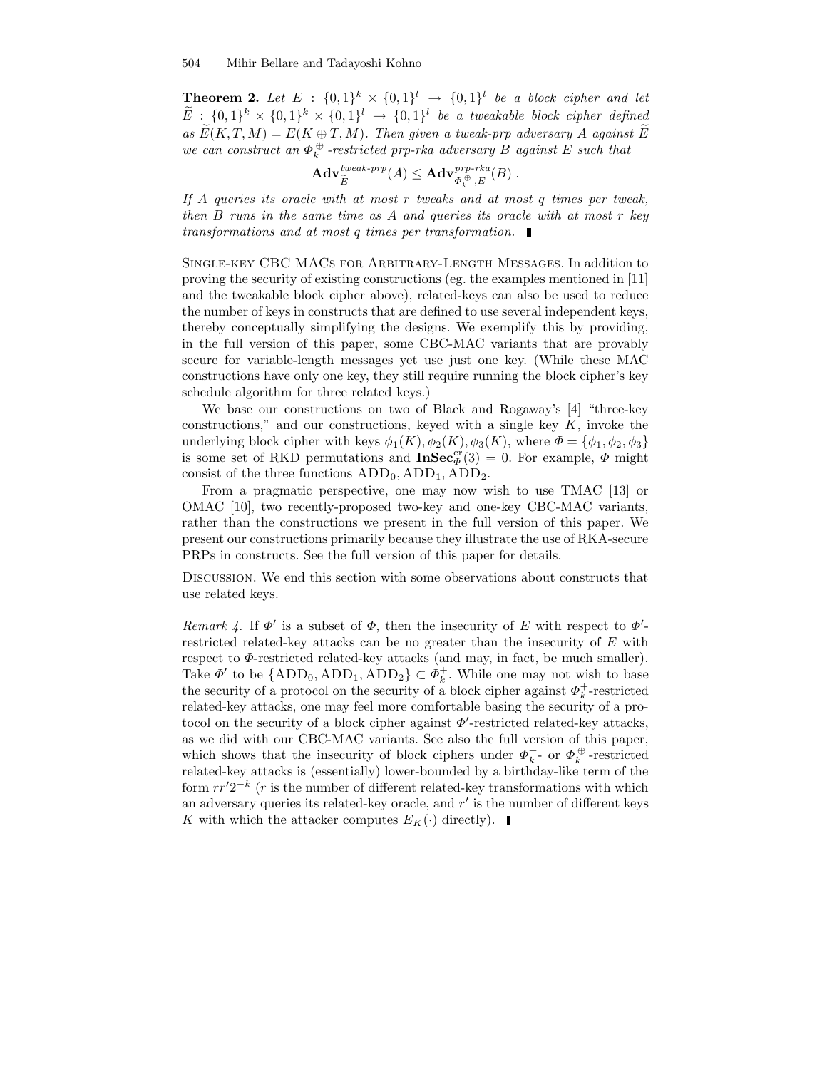**Theorem 2.** *Let $E : \{0,1\}^k \times \{0,1\}^l \to \{0,1\}^l$ be a block cipher and let $\widetilde{E} : \{0,1\}^k \times \{0,1\}^k \times \{0,1\}^l \to \{0,1\}^l$ be a tweakable block cipher defined as $\widetilde{E}(K, T, M) = E(K \oplus T, M)$. Then given a tweak-prp adversary $A$ against $\widetilde{E}$ we can construct an $\Phi_k^{\oplus}$-restricted prp-rka adversary $B$ against $E$ such that*

$$\mathbf{Adv}_{\widetilde{E}}^{tweak\text{-}prp}(A) \leq \mathbf{Adv}_{\Phi_k^{\oplus},E}^{prp\text{-}rka}(B) .$$

*If $A$ queries its oracle with at most $r$ tweaks and at most $q$ times per tweak, then $B$ runs in the same time as $A$ and queries its oracle with at most $r$ key transformations and at most $q$ times per transformation.* ∎

Single-key CBC MACs for Arbitrary-Length Messages. In addition to proving the security of existing constructions (eg. the examples mentioned in [11] and the tweakable block cipher above), related-keys can also be used to reduce the number of keys in constructs that are defined to use several independent keys, thereby conceptually simplifying the designs. We exemplify this by providing, in the full version of this paper, some CBC-MAC variants that are provably secure for variable-length messages yet use just one key. (While these MAC constructions have only one key, they still require running the block cipher's key schedule algorithm for three related keys.)

We base our constructions on two of Black and Rogaway's [4] "three-key constructions," and our constructions, keyed with a single key $K$, invoke the underlying block cipher with keys $\phi_1(K), \phi_2(K), \phi_3(K)$, where $\Phi = \{\phi_1, \phi_2, \phi_3\}$ is some set of RKD permutations and $\mathbf{InSec}_{\Phi}^{\mathrm{cr}}(3) = 0$. For example, $\Phi$ might consist of the three functions $\mathrm{ADD}_0, \mathrm{ADD}_1, \mathrm{ADD}_2$.

From a pragmatic perspective, one may now wish to use TMAC [13] or OMAC [10], two recently-proposed two-key and one-key CBC-MAC variants, rather than the constructions we present in the full version of this paper. We present our constructions primarily because they illustrate the use of RKA-secure PRPs in constructs. See the full version of this paper for details.

Discussion. We end this section with some observations about constructs that use related keys.

*Remark 4.* If $\Phi'$ is a subset of $\Phi$, then the insecurity of $E$ with respect to $\Phi'$-restricted related-key attacks can be no greater than the insecurity of $E$ with respect to $\Phi$-restricted related-key attacks (and may, in fact, be much smaller). Take $\Phi'$ to be $\{\mathrm{ADD}_0, \mathrm{ADD}_1, \mathrm{ADD}_2\} \subset \Phi_k^+$. While one may not wish to base the security of a protocol on the security of a block cipher against $\Phi_k^+$-restricted related-key attacks, one may feel more comfortable basing the security of a protocol on the security of a block cipher against $\Phi'$-restricted related-key attacks, as we did with our CBC-MAC variants. See also the full version of this paper, which shows that the insecurity of block ciphers under $\Phi_k^+$- or $\Phi_k^{\oplus}$-restricted related-key attacks is (essentially) lower-bounded by a birthday-like term of the form $rr'2^{-k}$ ($r$ is the number of different related-key transformations with which an adversary queries its related-key oracle, and $r'$ is the number of different keys $K$ with which the attacker computes $E_K(\cdot)$ directly). ∎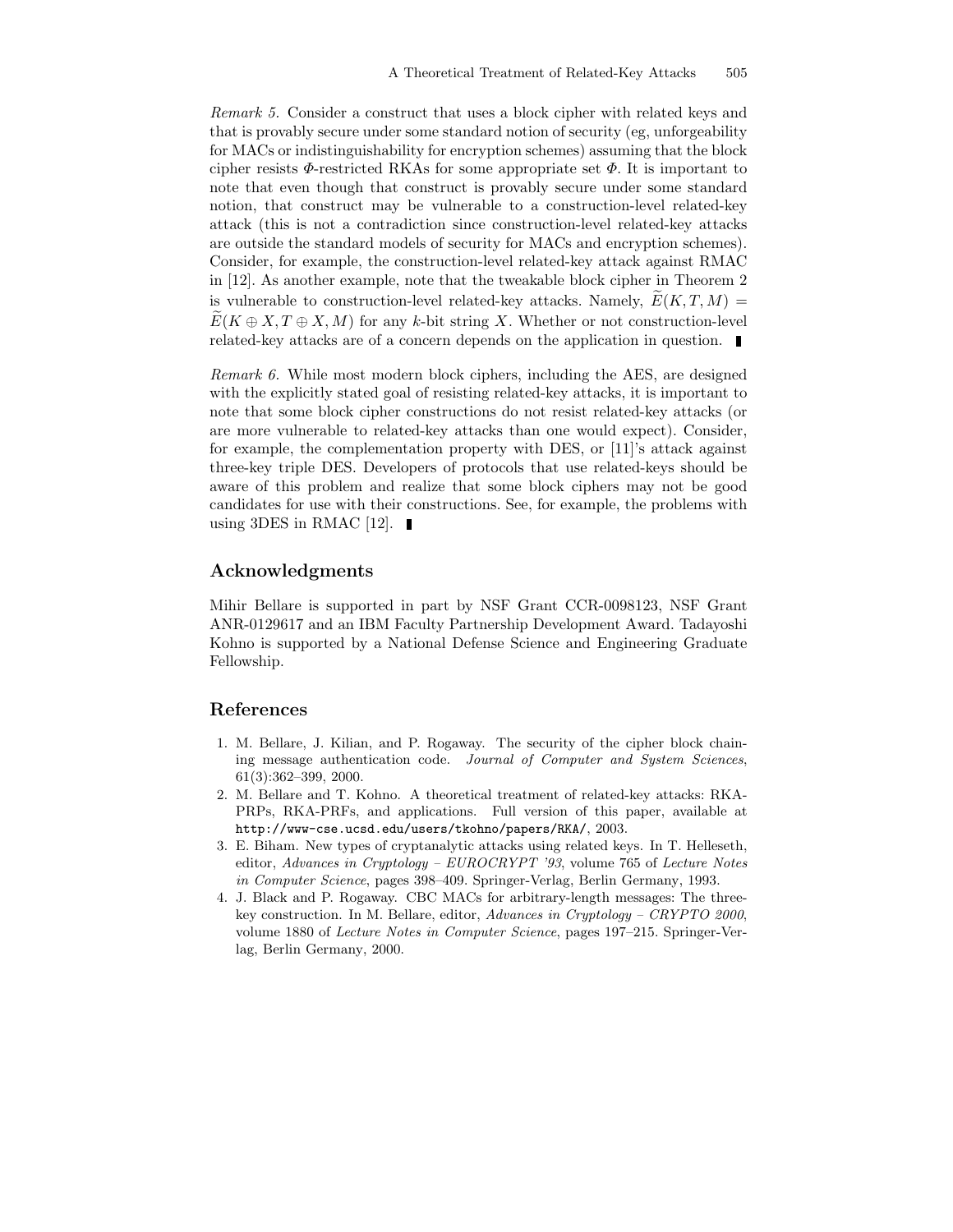*Remark 5.* Consider a construct that uses a block cipher with related keys and that is provably secure under some standard notion of security (eg, unforgeability for MACs or indistinguishability for encryption schemes) assuming that the block cipher resists $\Phi$-restricted RKAs for some appropriate set $\Phi$. It is important to note that even though that construct is provably secure under some standard notion, that construct may be vulnerable to a construction-level related-key attack (this is not a contradiction since construction-level related-key attacks are outside the standard models of security for MACs and encryption schemes). Consider, for example, the construction-level related-key attack against RMAC in [12]. As another example, note that the tweakable block cipher in Theorem 2 is vulnerable to construction-level related-key attacks. Namely, $\widetilde{E}(K, T, M) = \widetilde{E}(K \oplus X, T \oplus X, M)$ for any $k$-bit string $X$. Whether or not construction-level related-key attacks are of a concern depends on the application in question. ∎

*Remark 6.* While most modern block ciphers, including the AES, are designed with the explicitly stated goal of resisting related-key attacks, it is important to note that some block cipher constructions do not resist related-key attacks (or are more vulnerable to related-key attacks than one would expect). Consider, for example, the complementation property with DES, or [11]'s attack against three-key triple DES. Developers of protocols that use related-keys should be aware of this problem and realize that some block ciphers may not be good candidates for use with their constructions. See, for example, the problems with using 3DES in RMAC [12]. ∎

## Acknowledgments

Mihir Bellare is supported in part by NSF Grant CCR-0098123, NSF Grant ANR-0129617 and an IBM Faculty Partnership Development Award. Tadayoshi Kohno is supported by a National Defense Science and Engineering Graduate Fellowship.

## References

1. M. Bellare, J. Kilian, and P. Rogaway. The security of the cipher block chaining message authentication code. *Journal of Computer and System Sciences*, 61(3):362–399, 2000.
2. M. Bellare and T. Kohno. A theoretical treatment of related-key attacks: RKA-PRPs, RKA-PRFs, and applications. Full version of this paper, available at `http://www-cse.ucsd.edu/users/tkohno/papers/RKA/`, 2003.
3. E. Biham. New types of cryptanalytic attacks using related keys. In T. Helleseth, editor, *Advances in Cryptology – EUROCRYPT '93*, volume 765 of *Lecture Notes in Computer Science*, pages 398–409. Springer-Verlag, Berlin Germany, 1993.
4. J. Black and P. Rogaway. CBC MACs for arbitrary-length messages: The three-key construction. In M. Bellare, editor, *Advances in Cryptology – CRYPTO 2000*, volume 1880 of *Lecture Notes in Computer Science*, pages 197–215. Springer-Verlag, Berlin Germany, 2000.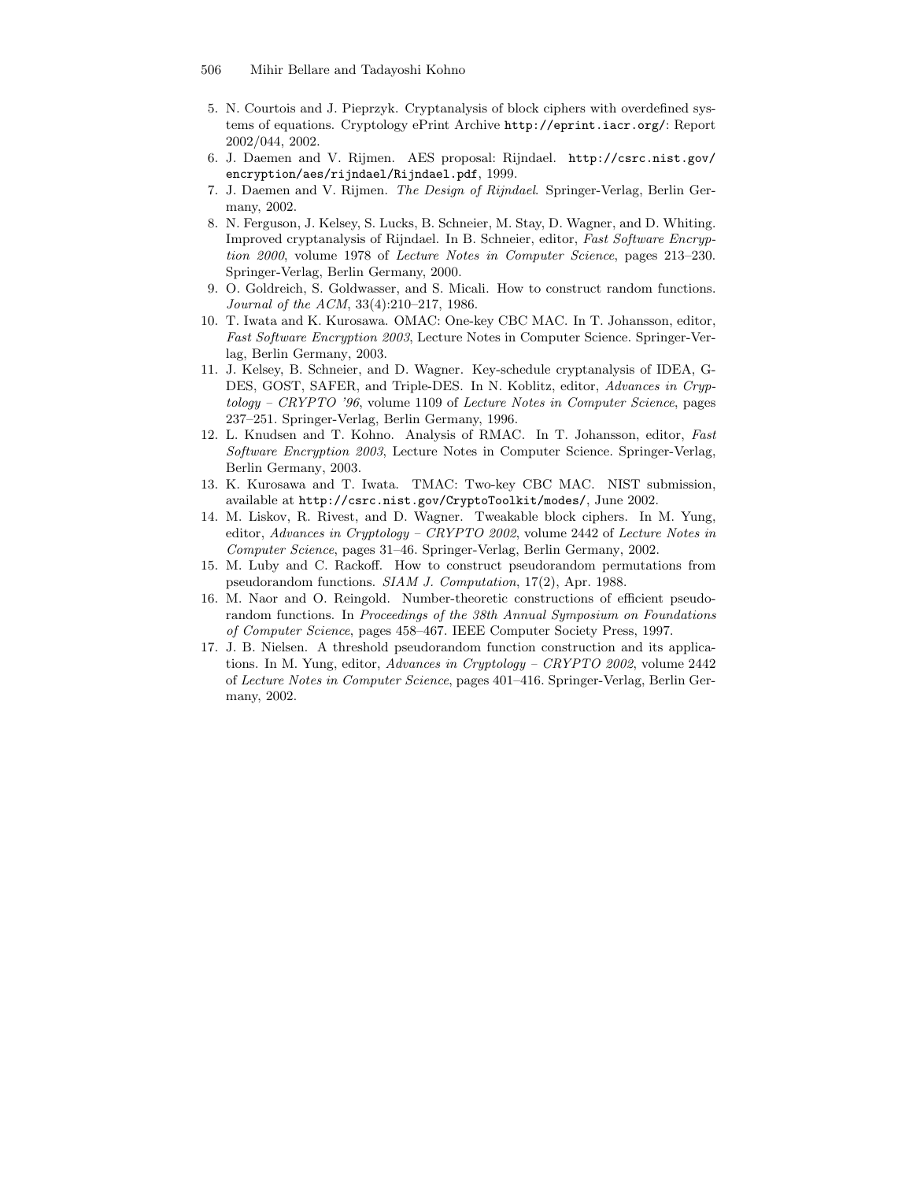5. N. Courtois and J. Pieprzyk. Cryptanalysis of block ciphers with overdefined systems of equations. Cryptology ePrint Archive http://eprint.iacr.org/: Report 2002/044, 2002.
6. J. Daemen and V. Rijmen. AES proposal: Rijndael. http://csrc.nist.gov/encryption/aes/rijndael/Rijndael.pdf, 1999.
7. J. Daemen and V. Rijmen. *The Design of Rijndael*. Springer-Verlag, Berlin Germany, 2002.
8. N. Ferguson, J. Kelsey, S. Lucks, B. Schneier, M. Stay, D. Wagner, and D. Whiting. Improved cryptanalysis of Rijndael. In B. Schneier, editor, *Fast Software Encryption 2000*, volume 1978 of *Lecture Notes in Computer Science*, pages 213–230. Springer-Verlag, Berlin Germany, 2000.
9. O. Goldreich, S. Goldwasser, and S. Micali. How to construct random functions. *Journal of the ACM*, 33(4):210–217, 1986.
10. T. Iwata and K. Kurosawa. OMAC: One-key CBC MAC. In T. Johansson, editor, *Fast Software Encryption 2003*, Lecture Notes in Computer Science. Springer-Verlag, Berlin Germany, 2003.
11. J. Kelsey, B. Schneier, and D. Wagner. Key-schedule cryptanalysis of IDEA, G-DES, GOST, SAFER, and Triple-DES. In N. Koblitz, editor, *Advances in Cryptology – CRYPTO '96*, volume 1109 of *Lecture Notes in Computer Science*, pages 237–251. Springer-Verlag, Berlin Germany, 1996.
12. L. Knudsen and T. Kohno. Analysis of RMAC. In T. Johansson, editor, *Fast Software Encryption 2003*, Lecture Notes in Computer Science. Springer-Verlag, Berlin Germany, 2003.
13. K. Kurosawa and T. Iwata. TMAC: Two-key CBC MAC. NIST submission, available at http://csrc.nist.gov/CryptoToolkit/modes/, June 2002.
14. M. Liskov, R. Rivest, and D. Wagner. Tweakable block ciphers. In M. Yung, editor, *Advances in Cryptology – CRYPTO 2002*, volume 2442 of *Lecture Notes in Computer Science*, pages 31–46. Springer-Verlag, Berlin Germany, 2002.
15. M. Luby and C. Rackoff. How to construct pseudorandom permutations from pseudorandom functions. *SIAM J. Computation*, 17(2), Apr. 1988.
16. M. Naor and O. Reingold. Number-theoretic constructions of efficient pseudorandom functions. In *Proceedings of the 38th Annual Symposium on Foundations of Computer Science*, pages 458–467. IEEE Computer Society Press, 1997.
17. J. B. Nielsen. A threshold pseudorandom function construction and its applications. In M. Yung, editor, *Advances in Cryptology – CRYPTO 2002*, volume 2442 of *Lecture Notes in Computer Science*, pages 401–416. Springer-Verlag, Berlin Germany, 2002.